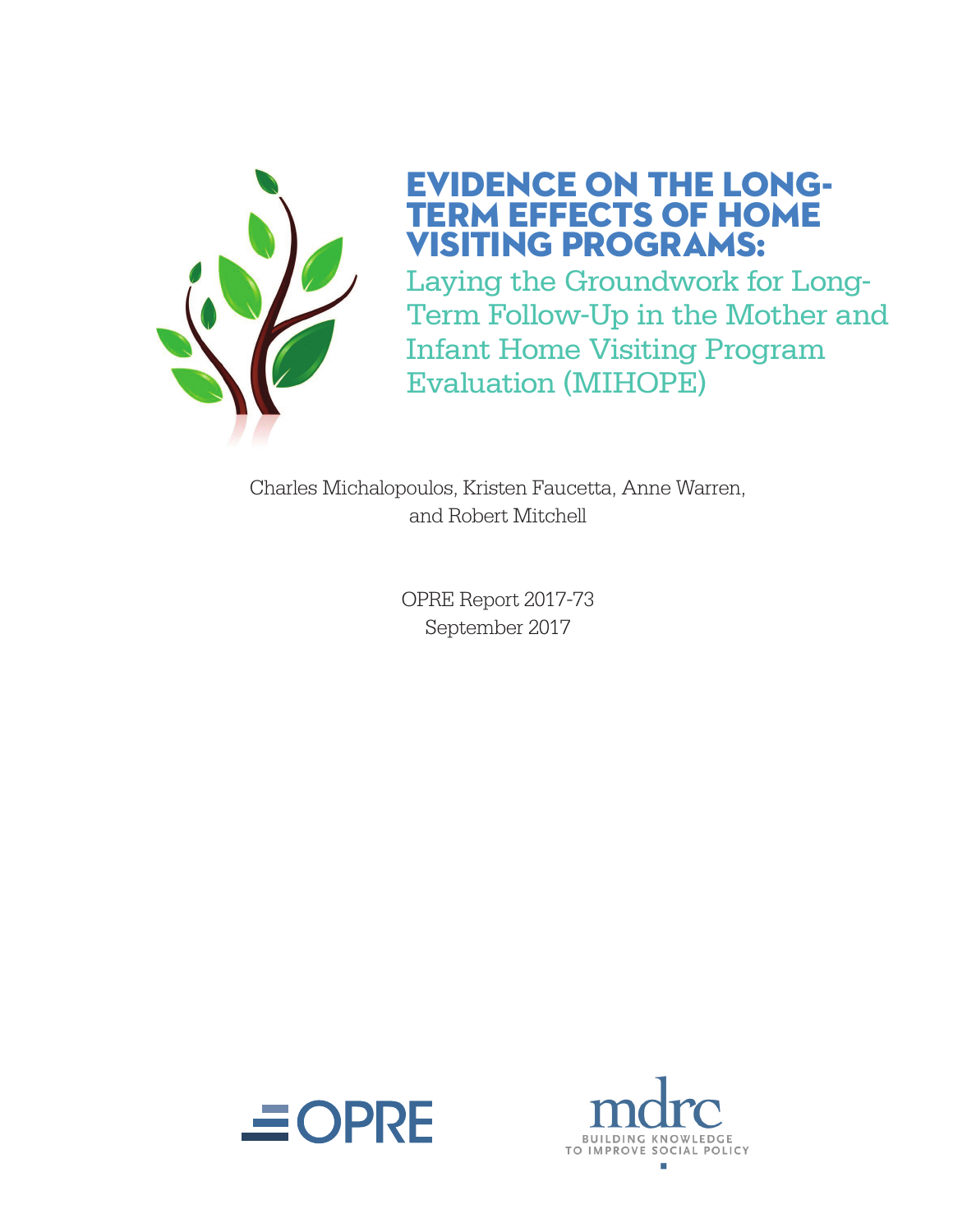# EVIDENCE ON THE LONG-TERM EFFECTS OF HOME VISITING PROGRAMS:

## Laying the Groundwork for Long-Term Follow-Up in the Mother and Infant Home Visiting Program Evaluation (MIHOPE)

Charles Michalopoulos, Kristen Faucetta, Anne Warren, and Robert Mitchell

OPRE Report 2017-73
September 2017

OPRE

mdrc
BUILDING KNOWLEDGE TO IMPROVE SOCIAL POLICY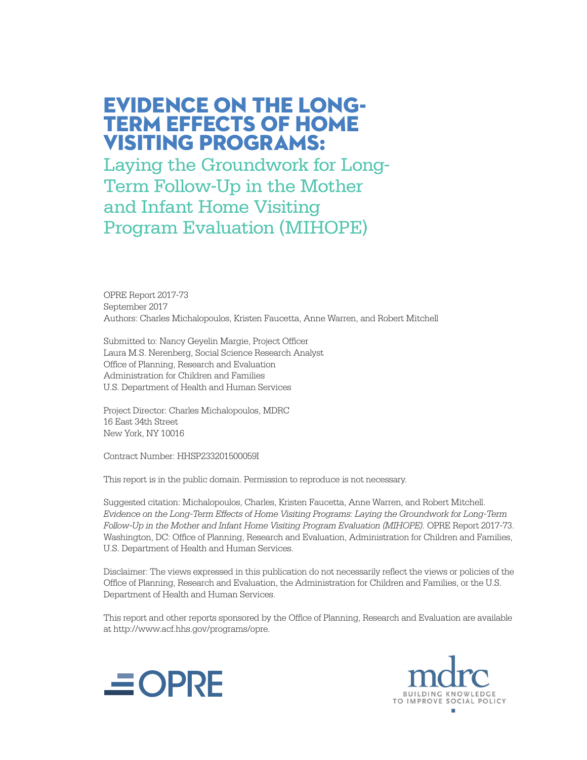# EVIDENCE ON THE LONG-TERM EFFECTS OF HOME VISITING PROGRAMS:

## Laying the Groundwork for Long-Term Follow-Up in the Mother and Infant Home Visiting Program Evaluation (MIHOPE)

OPRE Report 2017-73
September 2017
Authors: Charles Michalopoulos, Kristen Faucetta, Anne Warren, and Robert Mitchell

Submitted to: Nancy Geyelin Margie, Project Officer
Laura M.S. Nerenberg, Social Science Research Analyst
Office of Planning, Research and Evaluation
Administration for Children and Families
U.S. Department of Health and Human Services

Project Director: Charles Michalopoulos, MDRC
16 East 34th Street
New York, NY 10016

Contract Number: HHSP233201500059I

This report is in the public domain. Permission to reproduce is not necessary.

Suggested citation: Michalopoulos, Charles, Kristen Faucetta, Anne Warren, and Robert Mitchell. *Evidence on the Long-Term Effects of Home Visiting Programs: Laying the Groundwork for Long-Term Follow-Up in the Mother and Infant Home Visiting Program Evaluation (MIHOPE).* OPRE Report 2017-73. Washington, DC: Office of Planning, Research and Evaluation, Administration for Children and Families, U.S. Department of Health and Human Services.

Disclaimer: The views expressed in this publication do not necessarily reflect the views or policies of the Office of Planning, Research and Evaluation, the Administration for Children and Families, or the U.S. Department of Health and Human Services.

This report and other reports sponsored by the Office of Planning, Research and Evaluation are available at http://www.acf.hhs.gov/programs/opre.

OPRE

mdrc
BUILDING KNOWLEDGE TO IMPROVE SOCIAL POLICY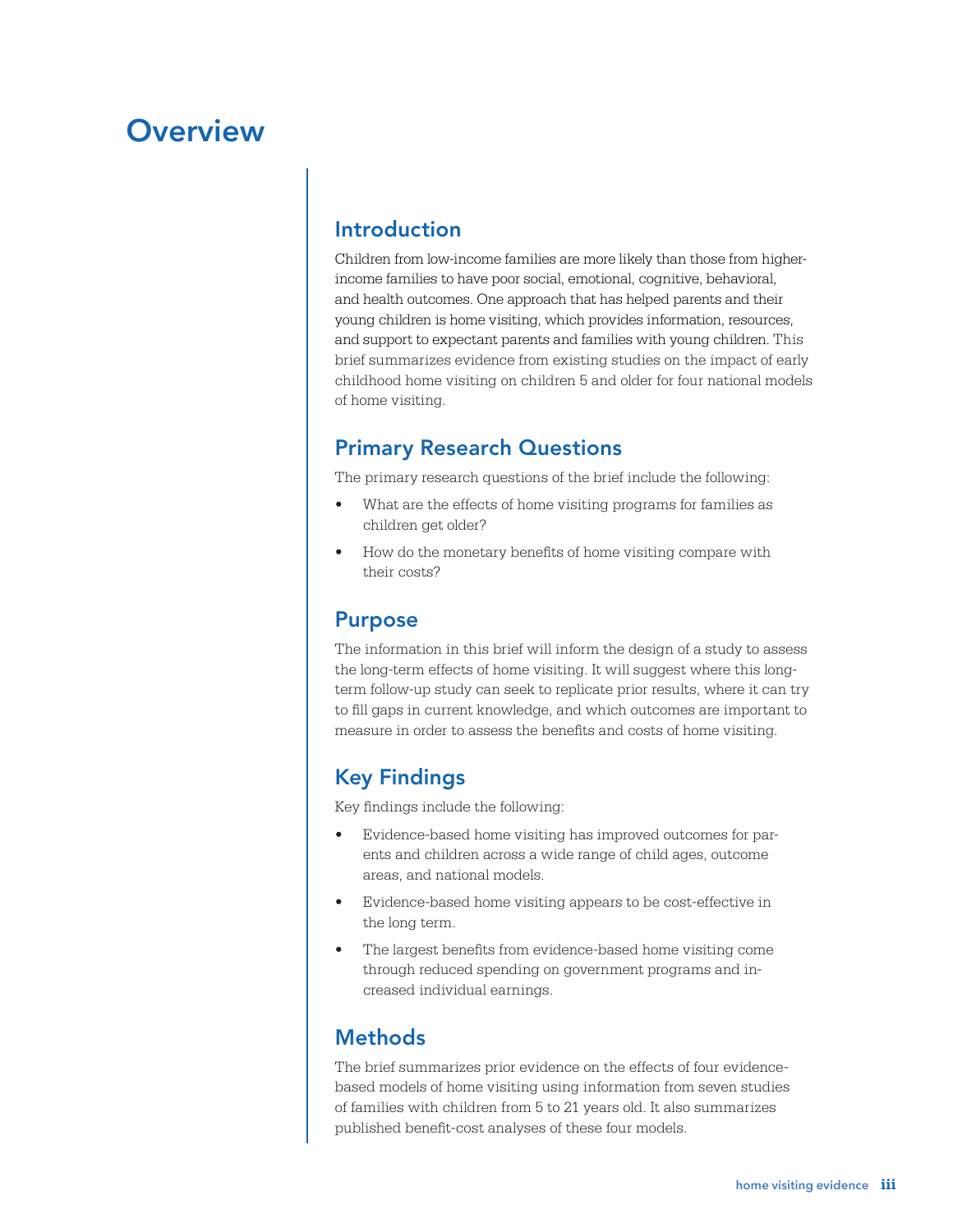# Overview

## Introduction

Children from low-income families are more likely than those from higher-income families to have poor social, emotional, cognitive, behavioral, and health outcomes. One approach that has helped parents and their young children is home visiting, which provides information, resources, and support to expectant parents and families with young children. This brief summarizes evidence from existing studies on the impact of early childhood home visiting on children 5 and older for four national models of home visiting.

## Primary Research Questions

The primary research questions of the brief include the following:

- What are the effects of home visiting programs for families as children get older?
- How do the monetary benefits of home visiting compare with their costs?

## Purpose

The information in this brief will inform the design of a study to assess the long-term effects of home visiting. It will suggest where this long-term follow-up study can seek to replicate prior results, where it can try to fill gaps in current knowledge, and which outcomes are important to measure in order to assess the benefits and costs of home visiting.

## Key Findings

Key findings include the following:

- Evidence-based home visiting has improved outcomes for parents and children across a wide range of child ages, outcome areas, and national models.
- Evidence-based home visiting appears to be cost-effective in the long term.
- The largest benefits from evidence-based home visiting come through reduced spending on government programs and increased individual earnings.

## Methods

The brief summarizes prior evidence on the effects of four evidence-based models of home visiting using information from seven studies of families with children from 5 to 21 years old. It also summarizes published benefit-cost analyses of these four models.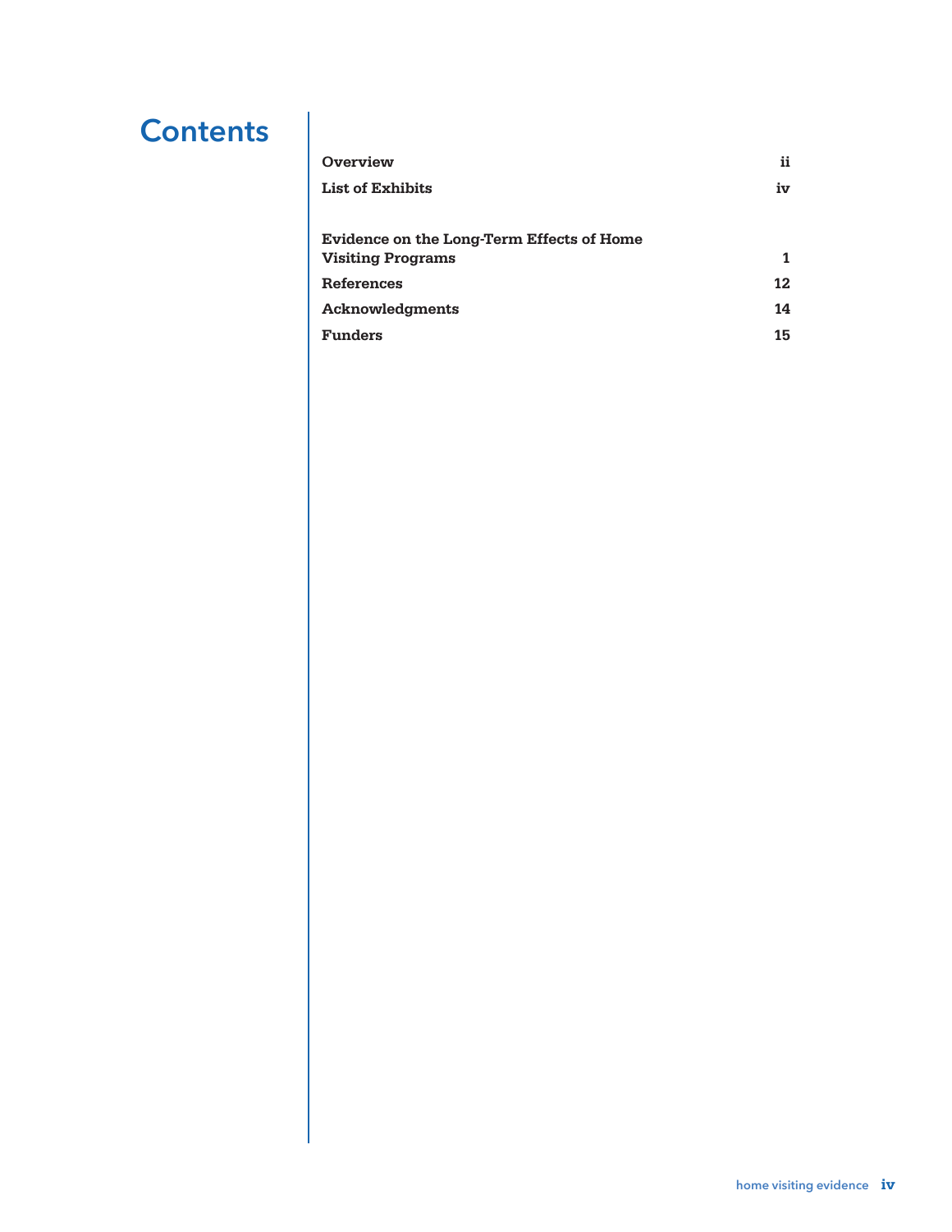# Contents

| | |
|---|---|
| **Overview** | **ii** |
| **List of Exhibits** | **iv** |
| **Evidence on the Long-Term Effects of Home Visiting Programs** | **1** |
| **References** | **12** |
| **Acknowledgments** | **14** |
| **Funders** | **15** |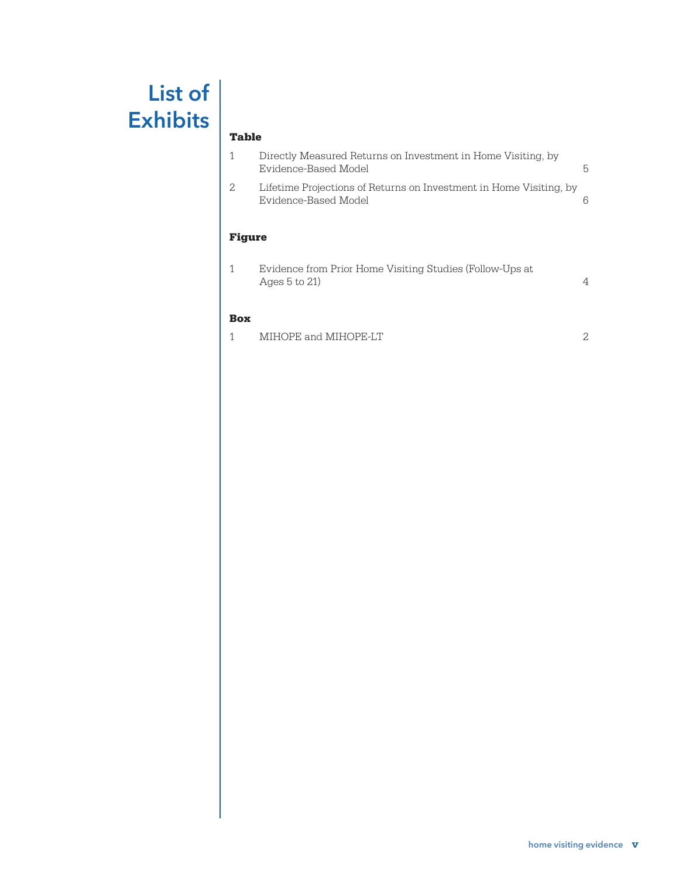# List of Exhibits

## Table

| | | |
|---|---|---|
| 1 | Directly Measured Returns on Investment in Home Visiting, by Evidence-Based Model | 5 |
| 2 | Lifetime Projections of Returns on Investment in Home Visiting, by Evidence-Based Model | 6 |

## Figure

| | | |
|---|---|---|
| 1 | Evidence from Prior Home Visiting Studies (Follow-Ups at Ages 5 to 21) | 4 |

## Box

| | | |
|---|---|---|
| 1 | MIHOPE and MIHOPE-LT | 2 |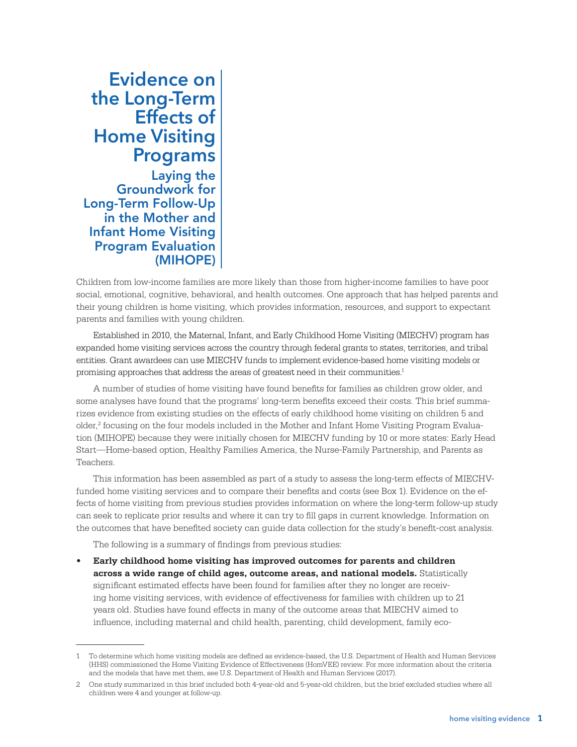# Evidence on the Long-Term Effects of Home Visiting Programs

## Laying the Groundwork for Long-Term Follow-Up in the Mother and Infant Home Visiting Program Evaluation (MIHOPE)

Children from low-income families are more likely than those from higher-income families to have poor social, emotional, cognitive, behavioral, and health outcomes. One approach that has helped parents and their young children is home visiting, which provides information, resources, and support to expectant parents and families with young children.

Established in 2010, the Maternal, Infant, and Early Childhood Home Visiting (MIECHV) program has expanded home visiting services across the country through federal grants to states, territories, and tribal entities. Grant awardees can use MIECHV funds to implement evidence-based home visiting models or promising approaches that address the areas of greatest need in their communities.[1]

A number of studies of home visiting have found benefits for families as children grow older, and some analyses have found that the programs' long-term benefits exceed their costs. This brief summarizes evidence from existing studies on the effects of early childhood home visiting on children 5 and older,[2] focusing on the four models included in the Mother and Infant Home Visiting Program Evaluation (MIHOPE) because they were initially chosen for MIECHV funding by 10 or more states: Early Head Start—Home-based option, Healthy Families America, the Nurse-Family Partnership, and Parents as Teachers.

This information has been assembled as part of a study to assess the long-term effects of MIECHV-funded home visiting services and to compare their benefits and costs (see Box 1). Evidence on the effects of home visiting from previous studies provides information on where the long-term follow-up study can seek to replicate prior results and where it can try to fill gaps in current knowledge. Information on the outcomes that have benefited society can guide data collection for the study's benefit-cost analysis.

The following is a summary of findings from previous studies:

- **Early childhood home visiting has improved outcomes for parents and children across a wide range of child ages, outcome areas, and national models.** Statistically significant estimated effects have been found for families after they no longer are receiving home visiting services, with evidence of effectiveness for families with children up to 21 years old. Studies have found effects in many of the outcome areas that MIECHV aimed to influence, including maternal and child health, parenting, child development, family eco-

---

1 To determine which home visiting models are defined as evidence-based, the U.S. Department of Health and Human Services (HHS) commissioned the Home Visiting Evidence of Effectiveness (HomVEE) review. For more information about the criteria and the models that have met them, see U.S. Department of Health and Human Services (2017).

2 One study summarized in this brief included both 4-year-old and 5-year-old children, but the brief excluded studies where all children were 4 and younger at follow-up.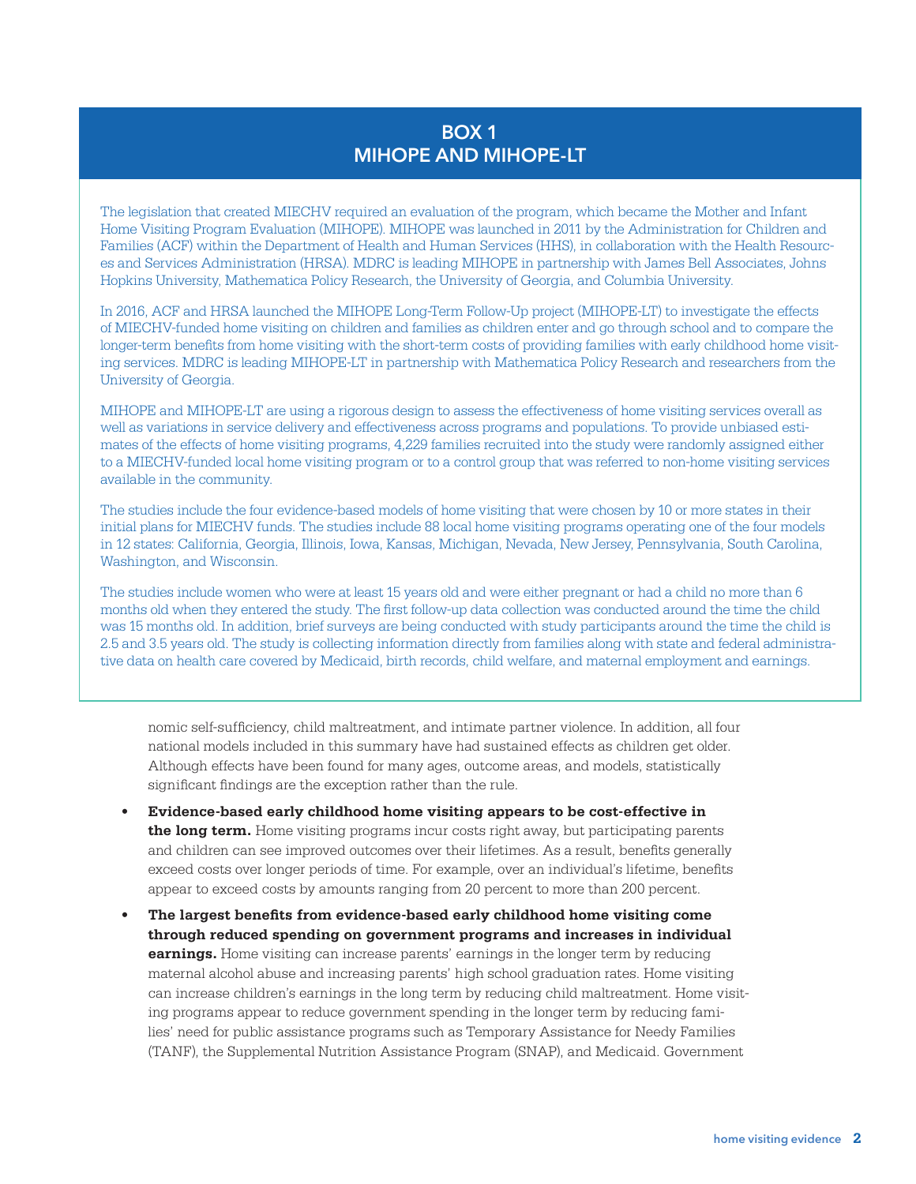## BOX 1
## MIHOPE AND MIHOPE-LT

The legislation that created MIECHV required an evaluation of the program, which became the Mother and Infant Home Visiting Program Evaluation (MIHOPE). MIHOPE was launched in 2011 by the Administration for Children and Families (ACF) within the Department of Health and Human Services (HHS), in collaboration with the Health Resources and Services Administration (HRSA). MDRC is leading MIHOPE in partnership with James Bell Associates, Johns Hopkins University, Mathematica Policy Research, the University of Georgia, and Columbia University.

In 2016, ACF and HRSA launched the MIHOPE Long-Term Follow-Up project (MIHOPE-LT) to investigate the effects of MIECHV-funded home visiting on children and families as children enter and go through school and to compare the longer-term benefits from home visiting with the short-term costs of providing families with early childhood home visiting services. MDRC is leading MIHOPE-LT in partnership with Mathematica Policy Research and researchers from the University of Georgia.

MIHOPE and MIHOPE-LT are using a rigorous design to assess the effectiveness of home visiting services overall as well as variations in service delivery and effectiveness across programs and populations. To provide unbiased estimates of the effects of home visiting programs, 4,229 families recruited into the study were randomly assigned either to a MIECHV-funded local home visiting program or to a control group that was referred to non-home visiting services available in the community.

The studies include the four evidence-based models of home visiting that were chosen by 10 or more states in their initial plans for MIECHV funds. The studies include 88 local home visiting programs operating one of the four models in 12 states: California, Georgia, Illinois, Iowa, Kansas, Michigan, Nevada, New Jersey, Pennsylvania, South Carolina, Washington, and Wisconsin.

The studies include women who were at least 15 years old and were either pregnant or had a child no more than 6 months old when they entered the study. The first follow-up data collection was conducted around the time the child was 15 months old. In addition, brief surveys are being conducted with study participants around the time the child is 2.5 and 3.5 years old. The study is collecting information directly from families along with state and federal administrative data on health care covered by Medicaid, birth records, child welfare, and maternal employment and earnings.

nomic self-sufficiency, child maltreatment, and intimate partner violence. In addition, all four national models included in this summary have had sustained effects as children get older. Although effects have been found for many ages, outcome areas, and models, statistically significant findings are the exception rather than the rule.

- **Evidence-based early childhood home visiting appears to be cost-effective in the long term.** Home visiting programs incur costs right away, but participating parents and children can see improved outcomes over their lifetimes. As a result, benefits generally exceed costs over longer periods of time. For example, over an individual's lifetime, benefits appear to exceed costs by amounts ranging from 20 percent to more than 200 percent.
- **The largest benefits from evidence-based early childhood home visiting come through reduced spending on government programs and increases in individual earnings.** Home visiting can increase parents' earnings in the longer term by reducing maternal alcohol abuse and increasing parents' high school graduation rates. Home visiting can increase children's earnings in the long term by reducing child maltreatment. Home visiting programs appear to reduce government spending in the longer term by reducing families' need for public assistance programs such as Temporary Assistance for Needy Families (TANF), the Supplemental Nutrition Assistance Program (SNAP), and Medicaid. Government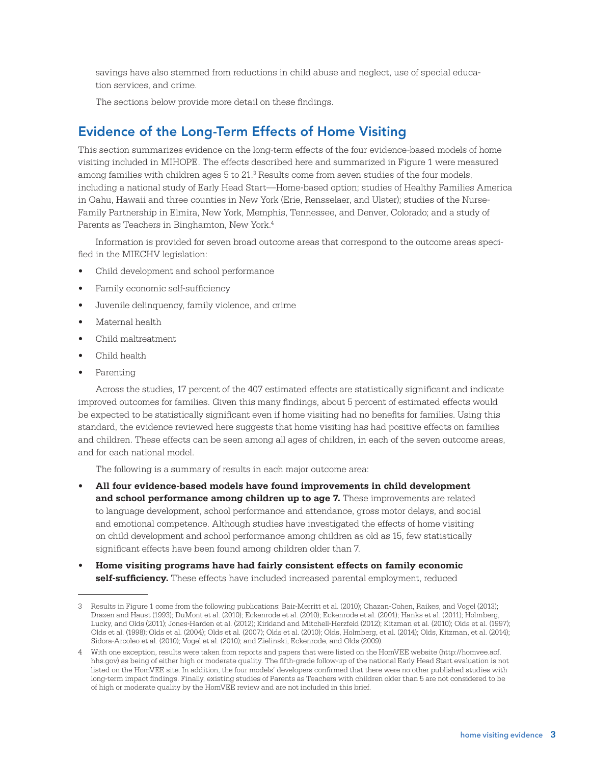savings have also stemmed from reductions in child abuse and neglect, use of special education services, and crime.

The sections below provide more detail on these findings.

## Evidence of the Long-Term Effects of Home Visiting

This section summarizes evidence on the long-term effects of the four evidence-based models of home visiting included in MIHOPE. The effects described here and summarized in Figure 1 were measured among families with children ages 5 to 21.[3] Results come from seven studies of the four models, including a national study of Early Head Start—Home-based option; studies of Healthy Families America in Oahu, Hawaii and three counties in New York (Erie, Rensselaer, and Ulster); studies of the Nurse-Family Partnership in Elmira, New York, Memphis, Tennessee, and Denver, Colorado; and a study of Parents as Teachers in Binghamton, New York.[4]

Information is provided for seven broad outcome areas that correspond to the outcome areas specified in the MIECHV legislation:

- Child development and school performance
- Family economic self-sufficiency
- Juvenile delinquency, family violence, and crime
- Maternal health
- Child maltreatment
- Child health
- Parenting

Across the studies, 17 percent of the 407 estimated effects are statistically significant and indicate improved outcomes for families. Given this many findings, about 5 percent of estimated effects would be expected to be statistically significant even if home visiting had no benefits for families. Using this standard, the evidence reviewed here suggests that home visiting has had positive effects on families and children. These effects can be seen among all ages of children, in each of the seven outcome areas, and for each national model.

The following is a summary of results in each major outcome area:

- **All four evidence-based models have found improvements in child development and school performance among children up to age 7.** These improvements are related to language development, school performance and attendance, gross motor delays, and social and emotional competence. Although studies have investigated the effects of home visiting on child development and school performance among children as old as 15, few statistically significant effects have been found among children older than 7.
- **Home visiting programs have had fairly consistent effects on family economic self-sufficiency.** These effects have included increased parental employment, reduced

---

3 Results in Figure 1 come from the following publications: Bair-Merritt et al. (2010); Chazan-Cohen, Raikes, and Vogel (2013); Drazen and Haust (1993); DuMont et al. (2010); Eckenrode et al. (2010); Eckenrode et al. (2001); Hanks et al. (2011); Holmberg, Lucky, and Olds (2011); Jones-Harden et al. (2012); Kirkland and Mitchell-Herzfeld (2012); Kitzman et al. (2010); Olds et al. (1997); Olds et al. (1998); Olds et al. (2004); Olds et al. (2007); Olds et al. (2010); Olds, Holmberg, et al. (2014); Olds, Kitzman, et al. (2014); Sidora-Arcoleo et al. (2010); Vogel et al. (2010); and Zielinski, Eckenrode, and Olds (2009).

4 With one exception, results were taken from reports and papers that were listed on the HomVEE website (http://homvee.acf.hhs.gov) as being of either high or moderate quality. The fifth-grade follow-up of the national Early Head Start evaluation is not listed on the HomVEE site. In addition, the four models' developers confirmed that there were no other published studies with long-term impact findings. Finally, existing studies of Parents as Teachers with children older than 5 are not considered to be of high or moderate quality by the HomVEE review and are not included in this brief.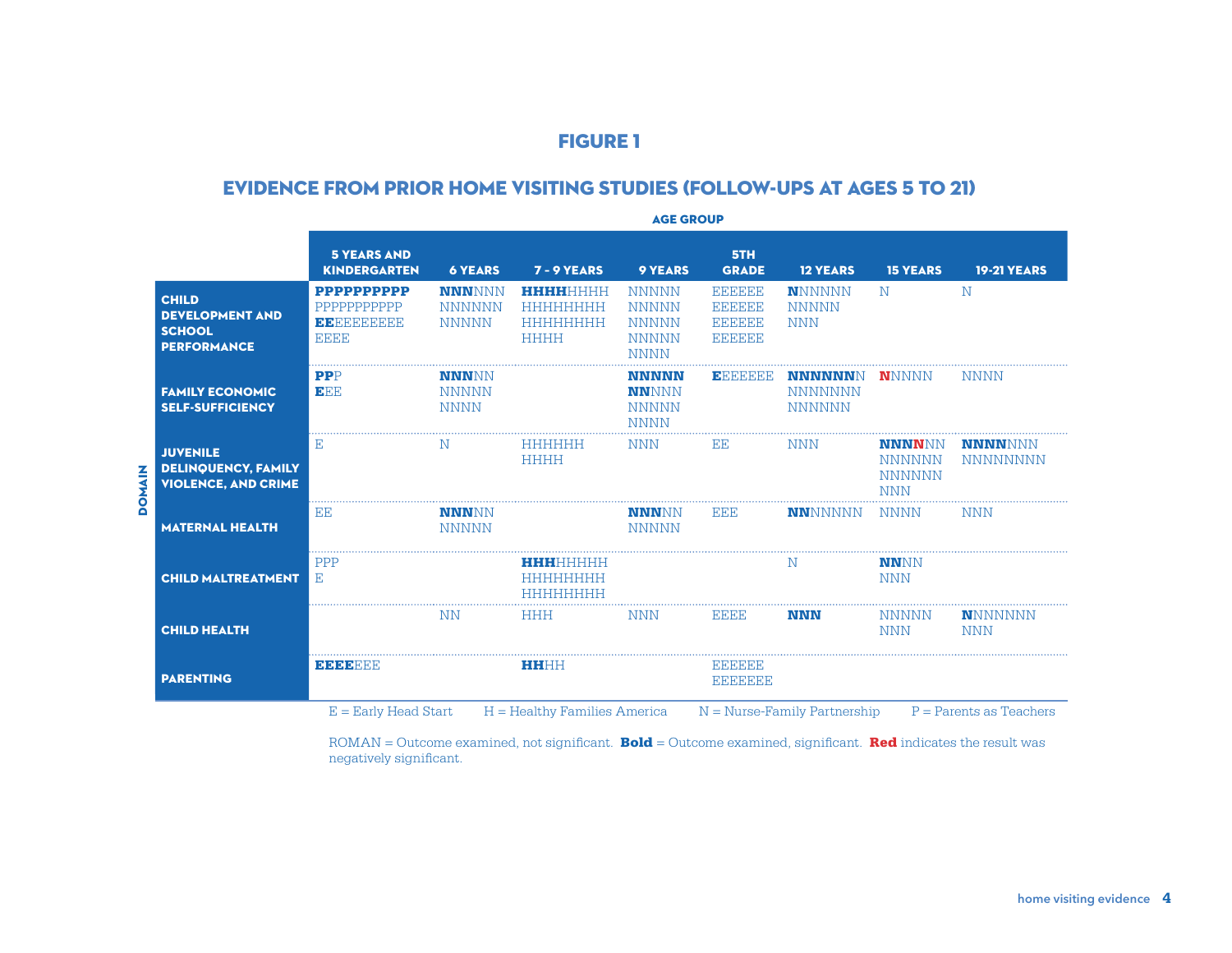## FIGURE 1

## EVIDENCE FROM PRIOR HOME VISITING STUDIES (FOLLOW-UPS AT AGES 5 TO 21)

| DOMAIN | 5 YEARS AND KINDERGARTEN | 6 YEARS | 7 - 9 YEARS | 9 YEARS | 5TH GRADE | 12 YEARS | 15 YEARS | 19-21 YEARS |
|---|---|---|---|---|---|---|---|---|
| CHILD DEVELOPMENT AND SCHOOL PERFORMANCE | **PPPPPPPPPP** PPPPPPPPPPP **EE**EEEEEEEEE EEEE | **NNN**NNN NNNNNN NNNNN | **HHHH**HHHH HHHHHHHH HHHHHHHH HHHH | NNNNN NNNNN NNNNN NNNNN NNNN | EEEEEE EEEEEE EEEEEE EEEEEE | **N**NNNNN NNNNN NNN | N | N |
| FAMILY ECONOMIC SELF-SUFFICIENCY | **PP**P **E**EE | **NNN**NN NNNNN NNNN | | **NNNNN** **NN**NNN NNNNN NNNN | **E**EEEEEE | **NNNNNN**N NNNNNNN NNNNNN | **N**NNNN (red N) | NNNN |
| JUVENILE DELINQUENCY, FAMILY VIOLENCE, AND CRIME | E | N | HHHHHH HHHH | NNN | EE | NNN | **NNNN**NN (red 4th N) NNNNNN NNNNNN NNN | **NNNN**NNN NNNNNNNN |
| MATERNAL HEALTH | EE | **NNN**NN NNNNN | | **NNN**NN NNNNN | EEE | **NN**NNNNN | NNNN | NNN |
| CHILD MALTREATMENT | PPP E | | **HHH**HHHHH HHHHHHHH HHHHHHHH | | | N | **NN**NN NNN | |
| CHILD HEALTH | | NN | HHH | NNN | EEEE | **NNN** | NNNNN NNN | **N**NNNNNN NNN |
| PARENTING | **EEEE**EEE | | **HH**HH | | EEEEEE EEEEEEE | | | |

E = Early Head Start    H = Healthy Families America    N = Nurse-Family Partnership    P = Parents as Teachers

ROMAN = Outcome examined, not significant. **Bold** = Outcome examined, significant. **Red** indicates the result was negatively significant.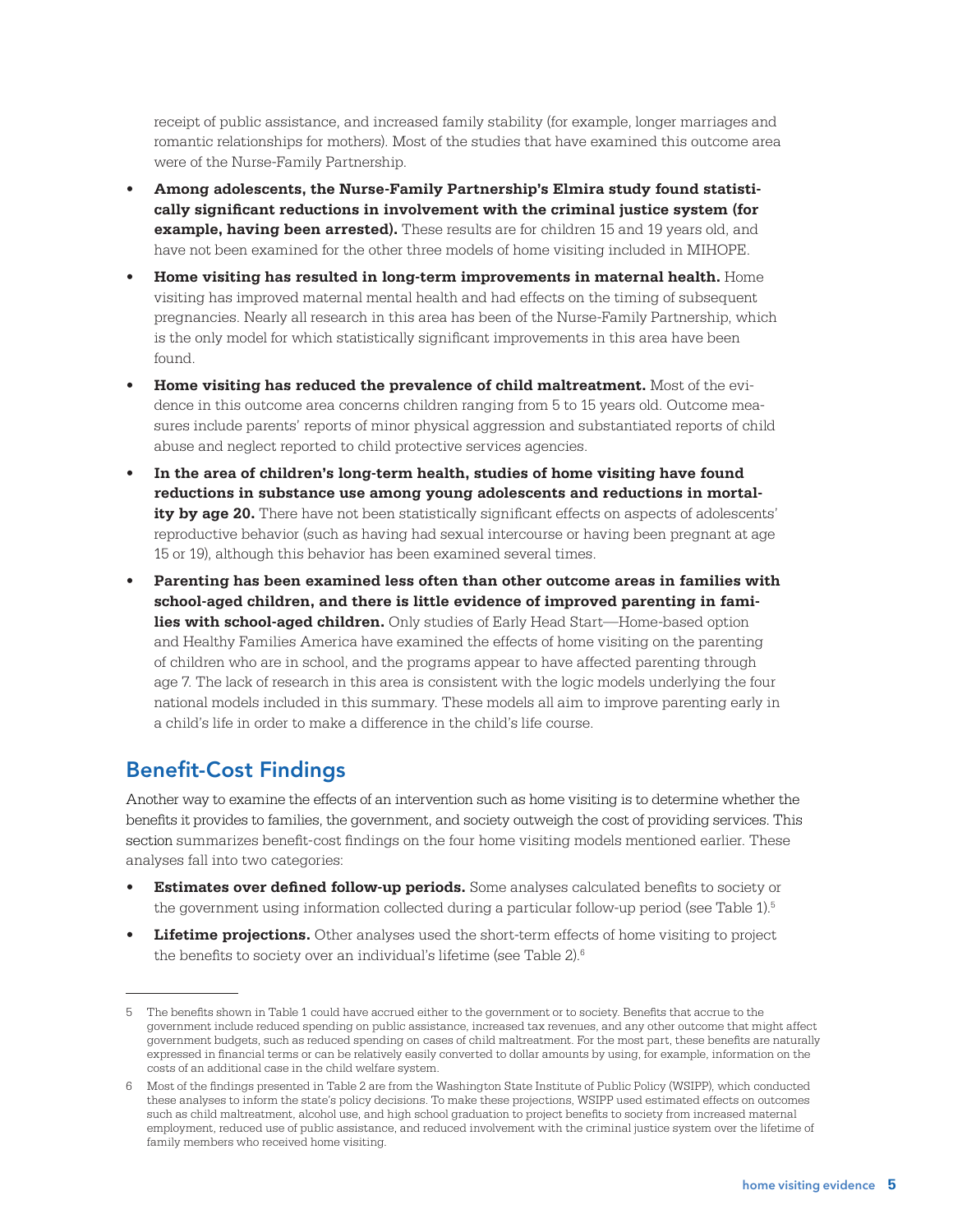receipt of public assistance, and increased family stability (for example, longer marriages and romantic relationships for mothers). Most of the studies that have examined this outcome area were of the Nurse-Family Partnership.

- **Among adolescents, the Nurse-Family Partnership's Elmira study found statistically significant reductions in involvement with the criminal justice system (for example, having been arrested).** These results are for children 15 and 19 years old, and have not been examined for the other three models of home visiting included in MIHOPE.
- **Home visiting has resulted in long-term improvements in maternal health.** Home visiting has improved maternal mental health and had effects on the timing of subsequent pregnancies. Nearly all research in this area has been of the Nurse-Family Partnership, which is the only model for which statistically significant improvements in this area have been found.
- **Home visiting has reduced the prevalence of child maltreatment.** Most of the evidence in this outcome area concerns children ranging from 5 to 15 years old. Outcome measures include parents' reports of minor physical aggression and substantiated reports of child abuse and neglect reported to child protective services agencies.
- **In the area of children's long-term health, studies of home visiting have found reductions in substance use among young adolescents and reductions in mortality by age 20.** There have not been statistically significant effects on aspects of adolescents' reproductive behavior (such as having had sexual intercourse or having been pregnant at age 15 or 19), although this behavior has been examined several times.
- **Parenting has been examined less often than other outcome areas in families with school-aged children, and there is little evidence of improved parenting in families with school-aged children.** Only studies of Early Head Start—Home-based option and Healthy Families America have examined the effects of home visiting on the parenting of children who are in school, and the programs appear to have affected parenting through age 7. The lack of research in this area is consistent with the logic models underlying the four national models included in this summary. These models all aim to improve parenting early in a child's life in order to make a difference in the child's life course.

## Benefit-Cost Findings

Another way to examine the effects of an intervention such as home visiting is to determine whether the benefits it provides to families, the government, and society outweigh the cost of providing services. This section summarizes benefit-cost findings on the four home visiting models mentioned earlier. These analyses fall into two categories:

- **Estimates over defined follow-up periods.** Some analyses calculated benefits to society or the government using information collected during a particular follow-up period (see Table 1).[5]
- **Lifetime projections.** Other analyses used the short-term effects of home visiting to project the benefits to society over an individual's lifetime (see Table 2).[6]

---

5 The benefits shown in Table 1 could have accrued either to the government or to society. Benefits that accrue to the government include reduced spending on public assistance, increased tax revenues, and any other outcome that might affect government budgets, such as reduced spending on cases of child maltreatment. For the most part, these benefits are naturally expressed in financial terms or can be relatively easily converted to dollar amounts by using, for example, information on the costs of an additional case in the child welfare system.

6 Most of the findings presented in Table 2 are from the Washington State Institute of Public Policy (WSIPP), which conducted these analyses to inform the state's policy decisions. To make these projections, WSIPP used estimated effects on outcomes such as child maltreatment, alcohol use, and high school graduation to project benefits to society from increased maternal employment, reduced use of public assistance, and reduced involvement with the criminal justice system over the lifetime of family members who received home visiting.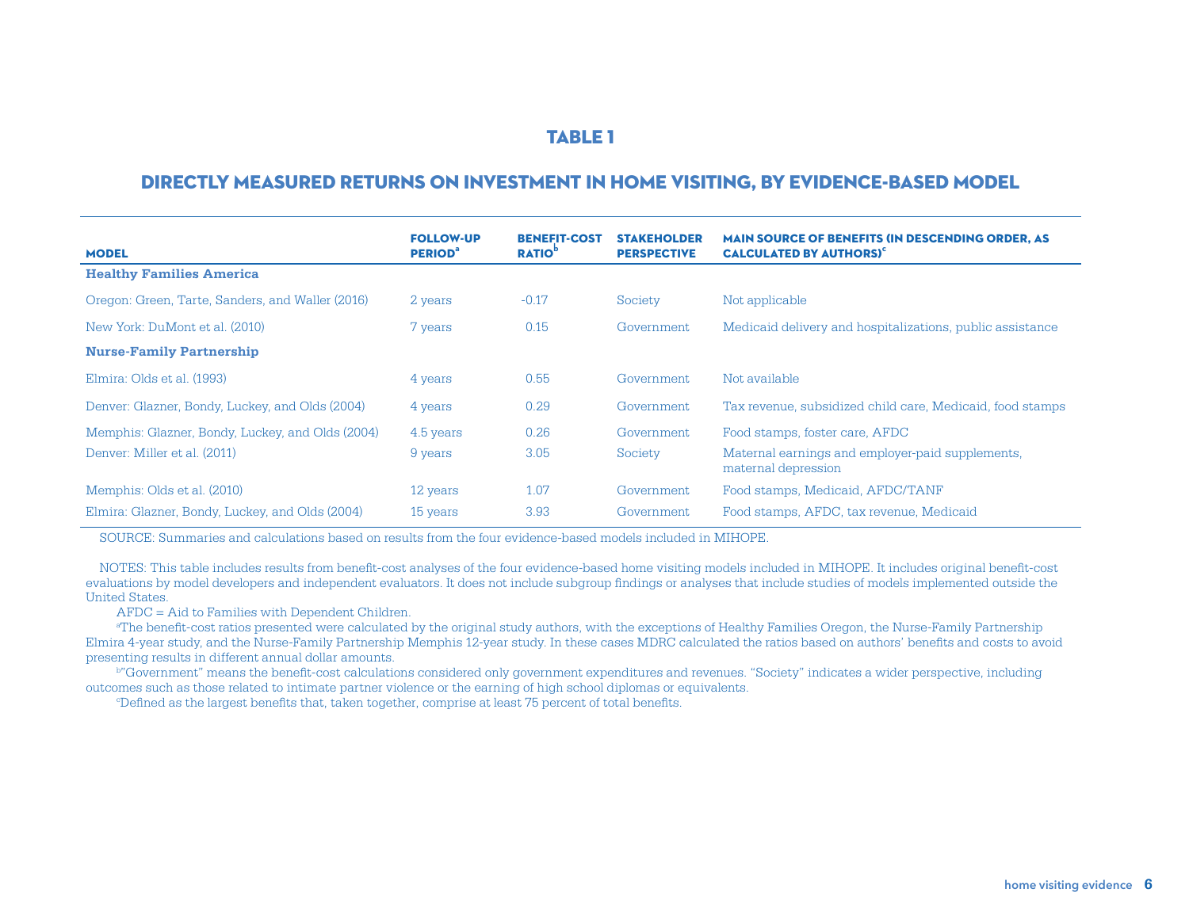## TABLE 1

## DIRECTLY MEASURED RETURNS ON INVESTMENT IN HOME VISITING, BY EVIDENCE-BASED MODEL

| MODEL | FOLLOW-UP PERIOD[a] | BENEFIT-COST RATIO[b] | STAKEHOLDER PERSPECTIVE | MAIN SOURCE OF BENEFITS (IN DESCENDING ORDER, AS CALCULATED BY AUTHORS)[c] |
|---|---|---|---|---|
| **Healthy Families America** | | | | |
| Oregon: Green, Tarte, Sanders, and Waller (2016) | 2 years | -0.17 | Society | Not applicable |
| New York: DuMont et al. (2010) | 7 years | 0.15 | Government | Medicaid delivery and hospitalizations, public assistance |
| **Nurse-Family Partnership** | | | | |
| Elmira: Olds et al. (1993) | 4 years | 0.55 | Government | Not available |
| Denver: Glazner, Bondy, Luckey, and Olds (2004) | 4 years | 0.29 | Government | Tax revenue, subsidized child care, Medicaid, food stamps |
| Memphis: Glazner, Bondy, Luckey, and Olds (2004) | 4.5 years | 0.26 | Government | Food stamps, foster care, AFDC |
| Denver: Miller et al. (2011) | 9 years | 3.05 | Society | Maternal earnings and employer-paid supplements, maternal depression |
| Memphis: Olds et al. (2010) | 12 years | 1.07 | Government | Food stamps, Medicaid, AFDC/TANF |
| Elmira: Glazner, Bondy, Luckey, and Olds (2004) | 15 years | 3.93 | Government | Food stamps, AFDC, tax revenue, Medicaid |

SOURCE: Summaries and calculations based on results from the four evidence-based models included in MIHOPE.

NOTES: This table includes results from benefit-cost analyses of the four evidence-based home visiting models included in MIHOPE. It includes original benefit-cost evaluations by model developers and independent evaluators. It does not include subgroup findings or analyses that include studies of models implemented outside the United States.

AFDC = Aid to Families with Dependent Children.

[a]The benefit-cost ratios presented were calculated by the original study authors, with the exceptions of Healthy Families Oregon, the Nurse-Family Partnership Elmira 4-year study, and the Nurse-Family Partnership Memphis 12-year study. In these cases MDRC calculated the ratios based on authors' benefits and costs to avoid presenting results in different annual dollar amounts.

[b]"Government" means the benefit-cost calculations considered only government expenditures and revenues. "Society" indicates a wider perspective, including outcomes such as those related to intimate partner violence or the earning of high school diplomas or equivalents.

[c]Defined as the largest benefits that, taken together, comprise at least 75 percent of total benefits.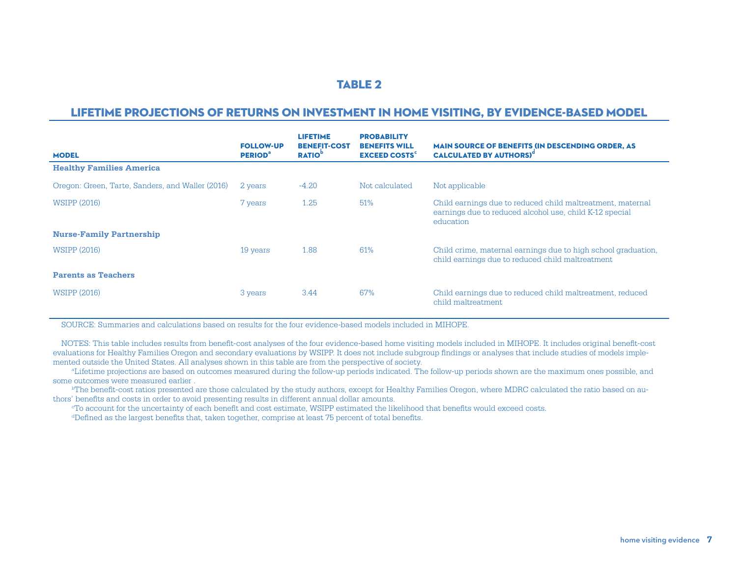## TABLE 2

## LIFETIME PROJECTIONS OF RETURNS ON INVESTMENT IN HOME VISITING, BY EVIDENCE-BASED MODEL

| MODEL | FOLLOW-UP PERIOD[a] | LIFETIME BENEFIT-COST RATIO[b] | PROBABILITY BENEFITS WILL EXCEED COSTS[c] | MAIN SOURCE OF BENEFITS (IN DESCENDING ORDER, AS CALCULATED BY AUTHORS)[d] |
|---|---|---|---|---|
| **Healthy Families America** | | | | |
| Oregon: Green, Tarte, Sanders, and Waller (2016) | 2 years | -4.20 | Not calculated | Not applicable |
| WSIPP (2016) | 7 years | 1.25 | 51% | Child earnings due to reduced child maltreatment, maternal earnings due to reduced alcohol use, child K-12 special education |
| **Nurse-Family Partnership** | | | | |
| WSIPP (2016) | 19 years | 1.88 | 61% | Child crime, maternal earnings due to high school graduation, child earnings due to reduced child maltreatment |
| **Parents as Teachers** | | | | |
| WSIPP (2016) | 3 years | 3.44 | 67% | Child earnings due to reduced child maltreatment, reduced child maltreatment |

SOURCE: Summaries and calculations based on results for the four evidence-based models included in MIHOPE.

NOTES: This table includes results from benefit-cost analyses of the four evidence-based home visiting models included in MIHOPE. It includes original benefit-cost evaluations for Healthy Families Oregon and secondary evaluations by WSIPP. It does not include subgroup findings or analyses that include studies of models implemented outside the United States. All analyses shown in this table are from the perspective of society.

[a]Lifetime projections are based on outcomes measured during the follow-up periods indicated. The follow-up periods shown are the maximum ones possible, and some outcomes were measured earlier .

[b]The benefit-cost ratios presented are those calculated by the study authors, except for Healthy Families Oregon, where MDRC calculated the ratio based on authors' benefits and costs in order to avoid presenting results in different annual dollar amounts.

[c]To account for the uncertainty of each benefit and cost estimate, WSIPP estimated the likelihood that benefits would exceed costs.

[d]Defined as the largest benefits that, taken together, comprise at least 75 percent of total benefits.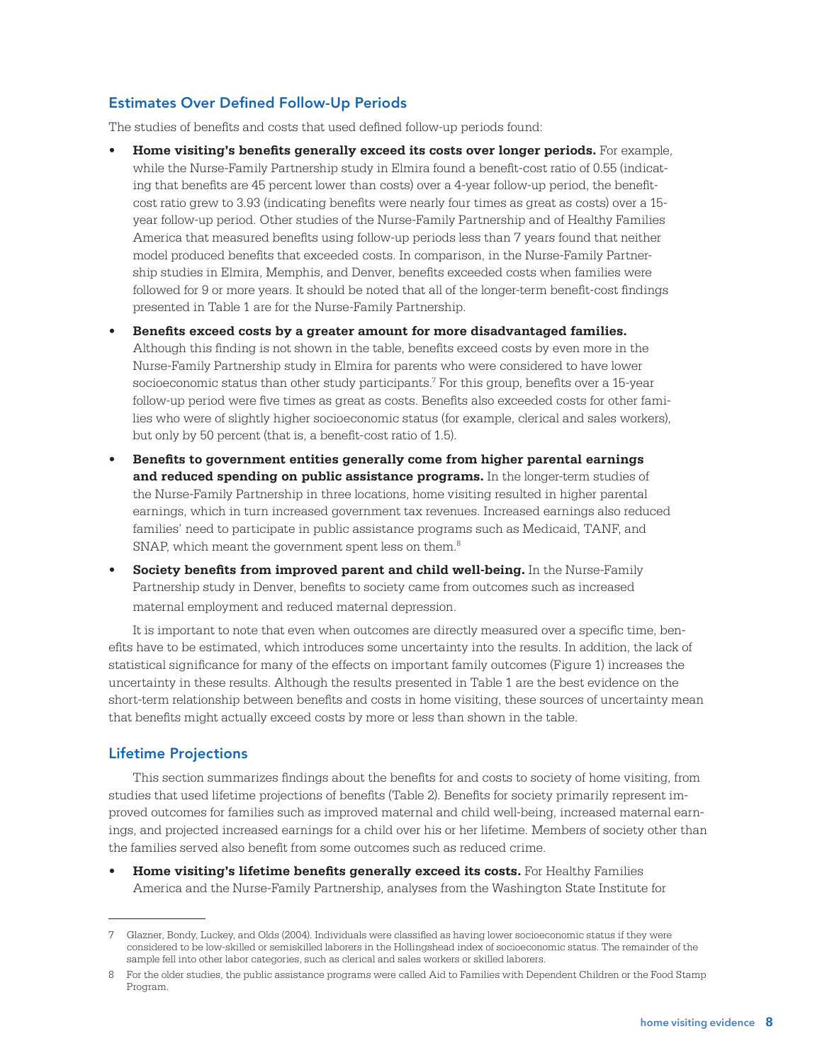## Estimates Over Defined Follow-Up Periods

The studies of benefits and costs that used defined follow-up periods found:

- **Home visiting's benefits generally exceed its costs over longer periods.** For example, while the Nurse-Family Partnership study in Elmira found a benefit-cost ratio of 0.55 (indicating that benefits are 45 percent lower than costs) over a 4-year follow-up period, the benefit-cost ratio grew to 3.93 (indicating benefits were nearly four times as great as costs) over a 15-year follow-up period. Other studies of the Nurse-Family Partnership and of Healthy Families America that measured benefits using follow-up periods less than 7 years found that neither model produced benefits that exceeded costs. In comparison, in the Nurse-Family Partnership studies in Elmira, Memphis, and Denver, benefits exceeded costs when families were followed for 9 or more years. It should be noted that all of the longer-term benefit-cost findings presented in Table 1 are for the Nurse-Family Partnership.
- **Benefits exceed costs by a greater amount for more disadvantaged families.** Although this finding is not shown in the table, benefits exceed costs by even more in the Nurse-Family Partnership study in Elmira for parents who were considered to have lower socioeconomic status than other study participants.[7] For this group, benefits over a 15-year follow-up period were five times as great as costs. Benefits also exceeded costs for other families who were of slightly higher socioeconomic status (for example, clerical and sales workers), but only by 50 percent (that is, a benefit-cost ratio of 1.5).
- **Benefits to government entities generally come from higher parental earnings and reduced spending on public assistance programs.** In the longer-term studies of the Nurse-Family Partnership in three locations, home visiting resulted in higher parental earnings, which in turn increased government tax revenues. Increased earnings also reduced families' need to participate in public assistance programs such as Medicaid, TANF, and SNAP, which meant the government spent less on them.[8]
- **Society benefits from improved parent and child well-being.** In the Nurse-Family Partnership study in Denver, benefits to society came from outcomes such as increased maternal employment and reduced maternal depression.

It is important to note that even when outcomes are directly measured over a specific time, benefits have to be estimated, which introduces some uncertainty into the results. In addition, the lack of statistical significance for many of the effects on important family outcomes (Figure 1) increases the uncertainty in these results. Although the results presented in Table 1 are the best evidence on the short-term relationship between benefits and costs in home visiting, these sources of uncertainty mean that benefits might actually exceed costs by more or less than shown in the table.

## Lifetime Projections

This section summarizes findings about the benefits for and costs to society of home visiting, from studies that used lifetime projections of benefits (Table 2). Benefits for society primarily represent improved outcomes for families such as improved maternal and child well-being, increased maternal earnings, and projected increased earnings for a child over his or her lifetime. Members of society other than the families served also benefit from some outcomes such as reduced crime.

- **Home visiting's lifetime benefits generally exceed its costs.** For Healthy Families America and the Nurse-Family Partnership, analyses from the Washington State Institute for

---

7 Glazner, Bondy, Luckey, and Olds (2004). Individuals were classified as having lower socioeconomic status if they were considered to be low-skilled or semiskilled laborers in the Hollingshead index of socioeconomic status. The remainder of the sample fell into other labor categories, such as clerical and sales workers or skilled laborers.

8 For the older studies, the public assistance programs were called Aid to Families with Dependent Children or the Food Stamp Program.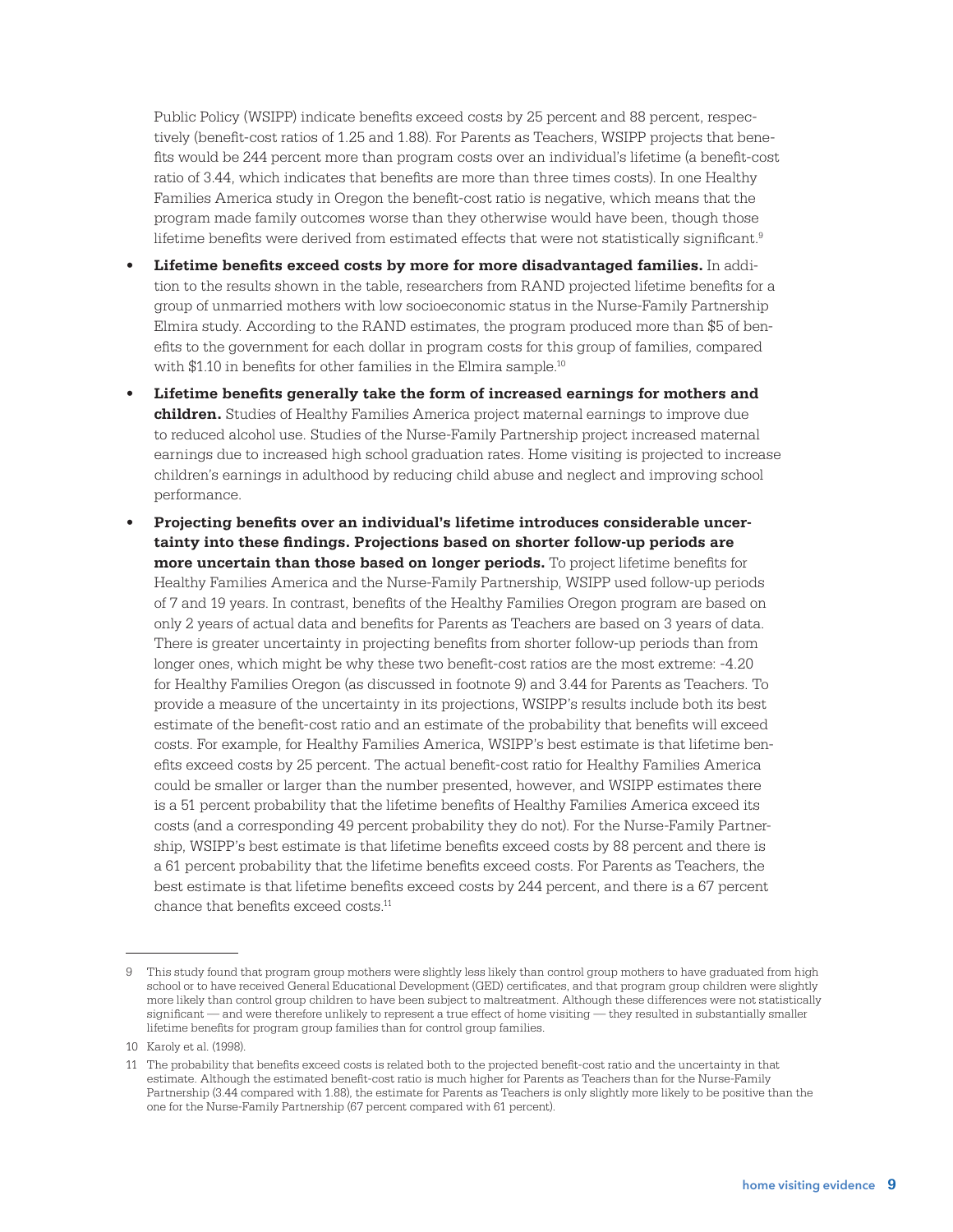Public Policy (WSIPP) indicate benefits exceed costs by 25 percent and 88 percent, respectively (benefit-cost ratios of 1.25 and 1.88). For Parents as Teachers, WSIPP projects that benefits would be 244 percent more than program costs over an individual's lifetime (a benefit-cost ratio of 3.44, which indicates that benefits are more than three times costs). In one Healthy Families America study in Oregon the benefit-cost ratio is negative, which means that the program made family outcomes worse than they otherwise would have been, though those lifetime benefits were derived from estimated effects that were not statistically significant.[9]

- **Lifetime benefits exceed costs by more for more disadvantaged families.** In addition to the results shown in the table, researchers from RAND projected lifetime benefits for a group of unmarried mothers with low socioeconomic status in the Nurse-Family Partnership Elmira study. According to the RAND estimates, the program produced more than $5 of benefits to the government for each dollar in program costs for this group of families, compared with $1.10 in benefits for other families in the Elmira sample.[10]

- **Lifetime benefits generally take the form of increased earnings for mothers and children.** Studies of Healthy Families America project maternal earnings to improve due to reduced alcohol use. Studies of the Nurse-Family Partnership project increased maternal earnings due to increased high school graduation rates. Home visiting is projected to increase children's earnings in adulthood by reducing child abuse and neglect and improving school performance.

- **Projecting benefits over an individual's lifetime introduces considerable uncertainty into these findings. Projections based on shorter follow-up periods are more uncertain than those based on longer periods.** To project lifetime benefits for Healthy Families America and the Nurse-Family Partnership, WSIPP used follow-up periods of 7 and 19 years. In contrast, benefits of the Healthy Families Oregon program are based on only 2 years of actual data and benefits for Parents as Teachers are based on 3 years of data. There is greater uncertainty in projecting benefits from shorter follow-up periods than from longer ones, which might be why these two benefit-cost ratios are the most extreme: -4.20 for Healthy Families Oregon (as discussed in footnote 9) and 3.44 for Parents as Teachers. To provide a measure of the uncertainty in its projections, WSIPP's results include both its best estimate of the benefit-cost ratio and an estimate of the probability that benefits will exceed costs. For example, for Healthy Families America, WSIPP's best estimate is that lifetime benefits exceed costs by 25 percent. The actual benefit-cost ratio for Healthy Families America could be smaller or larger than the number presented, however, and WSIPP estimates there is a 51 percent probability that the lifetime benefits of Healthy Families America exceed its costs (and a corresponding 49 percent probability they do not). For the Nurse-Family Partnership, WSIPP's best estimate is that lifetime benefits exceed costs by 88 percent and there is a 61 percent probability that the lifetime benefits exceed costs. For Parents as Teachers, the best estimate is that lifetime benefits exceed costs by 244 percent, and there is a 67 percent chance that benefits exceed costs.[11]

---

9 This study found that program group mothers were slightly less likely than control group mothers to have graduated from high school or to have received General Educational Development (GED) certificates, and that program group children were slightly more likely than control group children to have been subject to maltreatment. Although these differences were not statistically significant — and were therefore unlikely to represent a true effect of home visiting — they resulted in substantially smaller lifetime benefits for program group families than for control group families.

10 Karoly et al. (1998).

11 The probability that benefits exceed costs is related both to the projected benefit-cost ratio and the uncertainty in that estimate. Although the estimated benefit-cost ratio is much higher for Parents as Teachers than for the Nurse-Family Partnership (3.44 compared with 1.88), the estimate for Parents as Teachers is only slightly more likely to be positive than the one for the Nurse-Family Partnership (67 percent compared with 61 percent).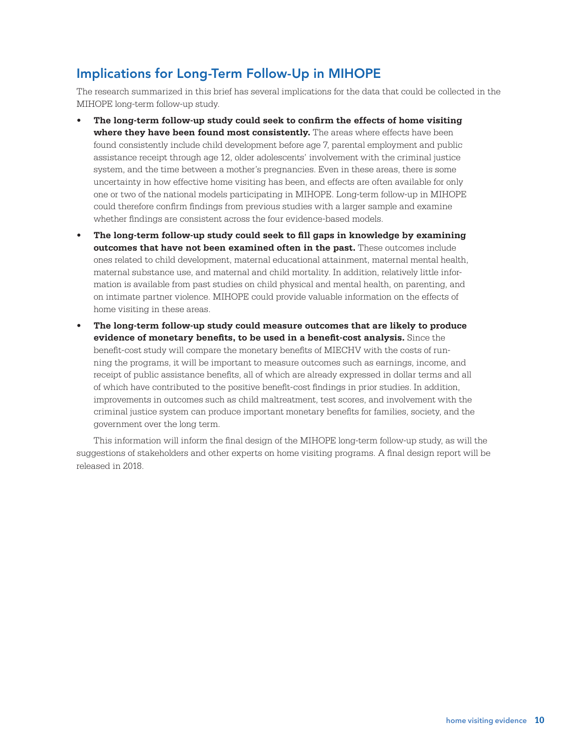## Implications for Long-Term Follow-Up in MIHOPE

The research summarized in this brief has several implications for the data that could be collected in the MIHOPE long-term follow-up study.

- **The long-term follow-up study could seek to confirm the effects of home visiting where they have been found most consistently.** The areas where effects have been found consistently include child development before age 7, parental employment and public assistance receipt through age 12, older adolescents' involvement with the criminal justice system, and the time between a mother's pregnancies. Even in these areas, there is some uncertainty in how effective home visiting has been, and effects are often available for only one or two of the national models participating in MIHOPE. Long-term follow-up in MIHOPE could therefore confirm findings from previous studies with a larger sample and examine whether findings are consistent across the four evidence-based models.
- **The long-term follow-up study could seek to fill gaps in knowledge by examining outcomes that have not been examined often in the past.** These outcomes include ones related to child development, maternal educational attainment, maternal mental health, maternal substance use, and maternal and child mortality. In addition, relatively little information is available from past studies on child physical and mental health, on parenting, and on intimate partner violence. MIHOPE could provide valuable information on the effects of home visiting in these areas.
- **The long-term follow-up study could measure outcomes that are likely to produce evidence of monetary benefits, to be used in a benefit-cost analysis.** Since the benefit-cost study will compare the monetary benefits of MIECHV with the costs of running the programs, it will be important to measure outcomes such as earnings, income, and receipt of public assistance benefits, all of which are already expressed in dollar terms and all of which have contributed to the positive benefit-cost findings in prior studies. In addition, improvements in outcomes such as child maltreatment, test scores, and involvement with the criminal justice system can produce important monetary benefits for families, society, and the government over the long term.

This information will inform the final design of the MIHOPE long-term follow-up study, as will the suggestions of stakeholders and other experts on home visiting programs. A final design report will be released in 2018.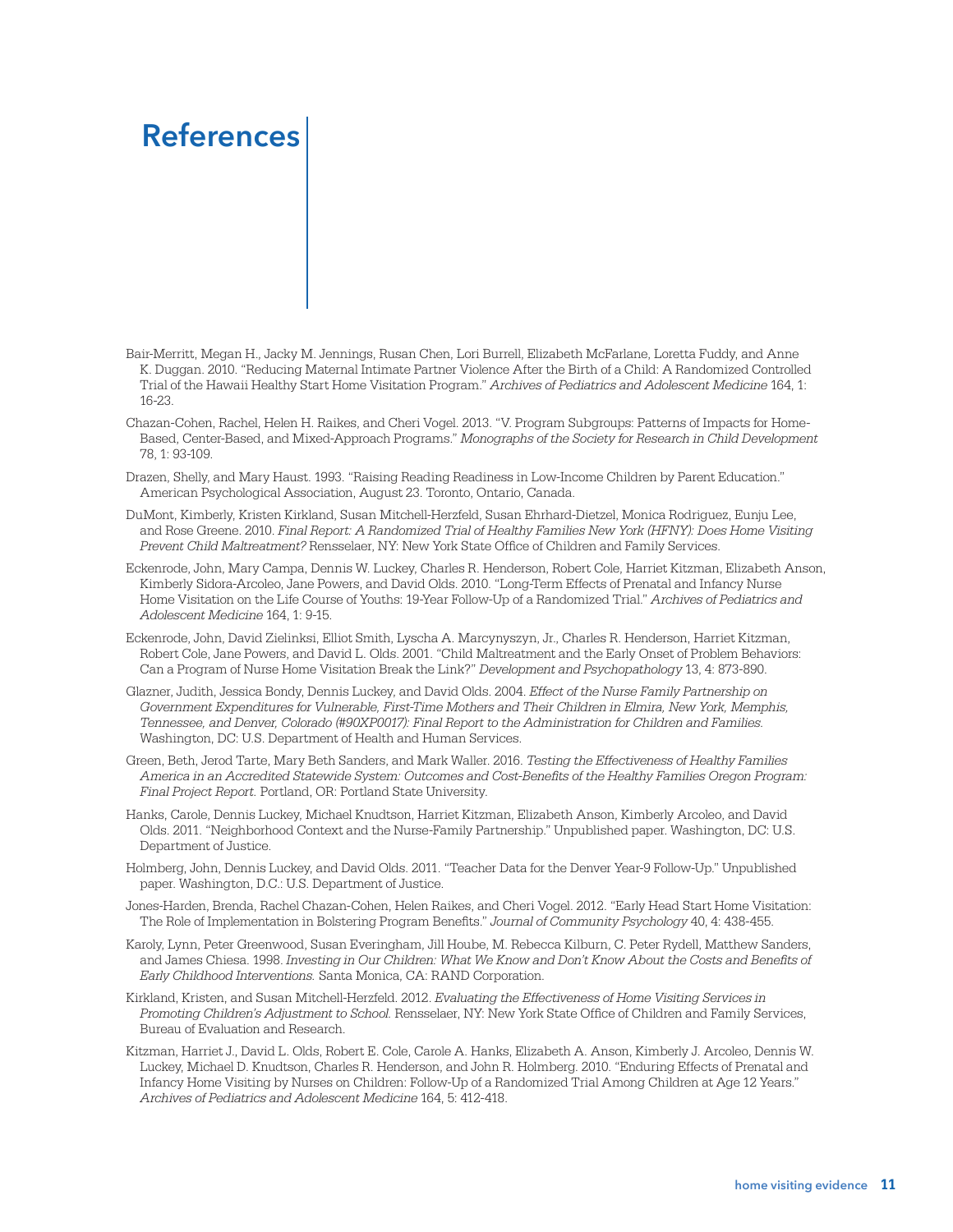# References

Bair-Merritt, Megan H., Jacky M. Jennings, Rusan Chen, Lori Burrell, Elizabeth McFarlane, Loretta Fuddy, and Anne K. Duggan. 2010. "Reducing Maternal Intimate Partner Violence After the Birth of a Child: A Randomized Controlled Trial of the Hawaii Healthy Start Home Visitation Program." *Archives of Pediatrics and Adolescent Medicine* 164, 1: 16-23.

Chazan-Cohen, Rachel, Helen H. Raikes, and Cheri Vogel. 2013. "V. Program Subgroups: Patterns of Impacts for Home-Based, Center-Based, and Mixed-Approach Programs." *Monographs of the Society for Research in Child Development* 78, 1: 93-109.

Drazen, Shelly, and Mary Haust. 1993. "Raising Reading Readiness in Low-Income Children by Parent Education." American Psychological Association, August 23. Toronto, Ontario, Canada.

DuMont, Kimberly, Kristen Kirkland, Susan Mitchell-Herzfeld, Susan Ehrhard-Dietzel, Monica Rodriguez, Eunju Lee, and Rose Greene. 2010. *Final Report: A Randomized Trial of Healthy Families New York (HFNY): Does Home Visiting Prevent Child Maltreatment?* Rensselaer, NY: New York State Office of Children and Family Services.

Eckenrode, John, Mary Campa, Dennis W. Luckey, Charles R. Henderson, Robert Cole, Harriet Kitzman, Elizabeth Anson, Kimberly Sidora-Arcoleo, Jane Powers, and David Olds. 2010. "Long-Term Effects of Prenatal and Infancy Nurse Home Visitation on the Life Course of Youths: 19-Year Follow-Up of a Randomized Trial." *Archives of Pediatrics and Adolescent Medicine* 164, 1: 9-15.

Eckenrode, John, David Zielinksi, Elliot Smith, Lyscha A. Marcynyszyn, Jr., Charles R. Henderson, Harriet Kitzman, Robert Cole, Jane Powers, and David L. Olds. 2001. "Child Maltreatment and the Early Onset of Problem Behaviors: Can a Program of Nurse Home Visitation Break the Link?" *Development and Psychopathology* 13, 4: 873-890.

Glazner, Judith, Jessica Bondy, Dennis Luckey, and David Olds. 2004. *Effect of the Nurse Family Partnership on Government Expenditures for Vulnerable, First-Time Mothers and Their Children in Elmira, New York, Memphis, Tennessee, and Denver, Colorado (#90XP0017): Final Report to the Administration for Children and Families.* Washington, DC: U.S. Department of Health and Human Services.

Green, Beth, Jerod Tarte, Mary Beth Sanders, and Mark Waller. 2016. *Testing the Effectiveness of Healthy Families America in an Accredited Statewide System: Outcomes and Cost-Benefits of the Healthy Families Oregon Program: Final Project Report.* Portland, OR: Portland State University.

Hanks, Carole, Dennis Luckey, Michael Knudtson, Harriet Kitzman, Elizabeth Anson, Kimberly Arcoleo, and David Olds. 2011. "Neighborhood Context and the Nurse-Family Partnership." Unpublished paper. Washington, DC: U.S. Department of Justice.

Holmberg, John, Dennis Luckey, and David Olds. 2011. "Teacher Data for the Denver Year-9 Follow-Up." Unpublished paper. Washington, D.C.: U.S. Department of Justice.

Jones-Harden, Brenda, Rachel Chazan-Cohen, Helen Raikes, and Cheri Vogel. 2012. "Early Head Start Home Visitation: The Role of Implementation in Bolstering Program Benefits." *Journal of Community Psychology* 40, 4: 438-455.

Karoly, Lynn, Peter Greenwood, Susan Everingham, Jill Hoube, M. Rebecca Kilburn, C. Peter Rydell, Matthew Sanders, and James Chiesa. 1998. *Investing in Our Children: What We Know and Don't Know About the Costs and Benefits of Early Childhood Interventions.* Santa Monica, CA: RAND Corporation.

Kirkland, Kristen, and Susan Mitchell-Herzfeld. 2012. *Evaluating the Effectiveness of Home Visiting Services in Promoting Children's Adjustment to School.* Rensselaer, NY: New York State Office of Children and Family Services, Bureau of Evaluation and Research.

Kitzman, Harriet J., David L. Olds, Robert E. Cole, Carole A. Hanks, Elizabeth A. Anson, Kimberly J. Arcoleo, Dennis W. Luckey, Michael D. Knudtson, Charles R. Henderson, and John R. Holmberg. 2010. "Enduring Effects of Prenatal and Infancy Home Visiting by Nurses on Children: Follow-Up of a Randomized Trial Among Children at Age 12 Years." *Archives of Pediatrics and Adolescent Medicine* 164, 5: 412-418.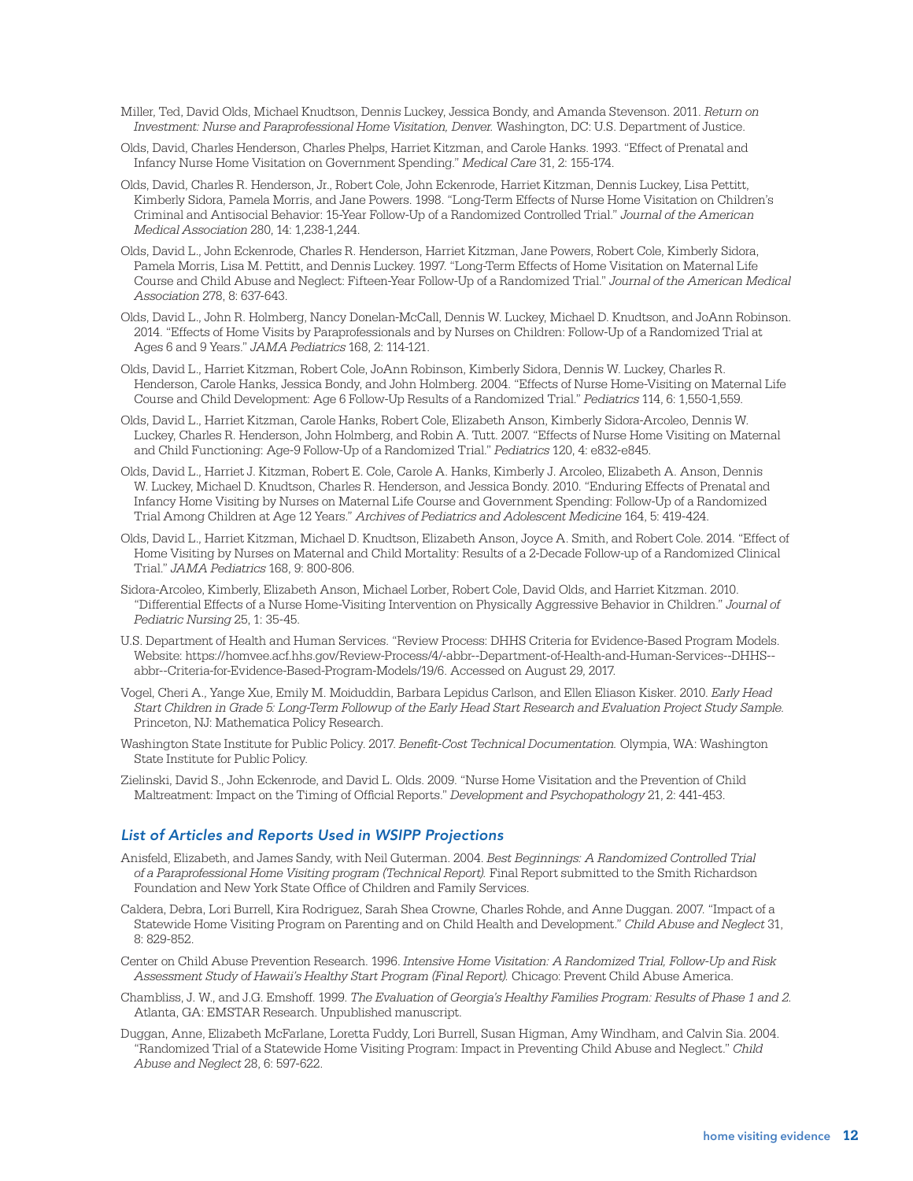Miller, Ted, David Olds, Michael Knudtson, Dennis Luckey, Jessica Bondy, and Amanda Stevenson. 2011. *Return on Investment: Nurse and Paraprofessional Home Visitation, Denver.* Washington, DC: U.S. Department of Justice.

Olds, David, Charles Henderson, Charles Phelps, Harriet Kitzman, and Carole Hanks. 1993. "Effect of Prenatal and Infancy Nurse Home Visitation on Government Spending." *Medical Care* 31, 2: 155-174.

Olds, David, Charles R. Henderson, Jr., Robert Cole, John Eckenrode, Harriet Kitzman, Dennis Luckey, Lisa Pettitt, Kimberly Sidora, Pamela Morris, and Jane Powers. 1998. "Long-Term Effects of Nurse Home Visitation on Children's Criminal and Antisocial Behavior: 15-Year Follow-Up of a Randomized Controlled Trial." *Journal of the American Medical Association* 280, 14: 1,238-1,244.

Olds, David L., John Eckenrode, Charles R. Henderson, Harriet Kitzman, Jane Powers, Robert Cole, Kimberly Sidora, Pamela Morris, Lisa M. Pettitt, and Dennis Luckey. 1997. "Long-Term Effects of Home Visitation on Maternal Life Course and Child Abuse and Neglect: Fifteen-Year Follow-Up of a Randomized Trial." *Journal of the American Medical Association* 278, 8: 637-643.

Olds, David L., John R. Holmberg, Nancy Donelan-McCall, Dennis W. Luckey, Michael D. Knudtson, and JoAnn Robinson. 2014. "Effects of Home Visits by Paraprofessionals and by Nurses on Children: Follow-Up of a Randomized Trial at Ages 6 and 9 Years." *JAMA Pediatrics* 168, 2: 114-121.

Olds, David L., Harriet Kitzman, Robert Cole, JoAnn Robinson, Kimberly Sidora, Dennis W. Luckey, Charles R. Henderson, Carole Hanks, Jessica Bondy, and John Holmberg. 2004. "Effects of Nurse Home-Visiting on Maternal Life Course and Child Development: Age 6 Follow-Up Results of a Randomized Trial." *Pediatrics* 114, 6: 1,550-1,559.

Olds, David L., Harriet Kitzman, Carole Hanks, Robert Cole, Elizabeth Anson, Kimberly Sidora-Arcoleo, Dennis W. Luckey, Charles R. Henderson, John Holmberg, and Robin A. Tutt. 2007. "Effects of Nurse Home Visiting on Maternal and Child Functioning: Age-9 Follow-Up of a Randomized Trial." *Pediatrics* 120, 4: e832-e845.

Olds, David L., Harriet J. Kitzman, Robert E. Cole, Carole A. Hanks, Kimberly J. Arcoleo, Elizabeth A. Anson, Dennis W. Luckey, Michael D. Knudtson, Charles R. Henderson, and Jessica Bondy. 2010. "Enduring Effects of Prenatal and Infancy Home Visiting by Nurses on Maternal Life Course and Government Spending: Follow-Up of a Randomized Trial Among Children at Age 12 Years." *Archives of Pediatrics and Adolescent Medicine* 164, 5: 419-424.

Olds, David L., Harriet Kitzman, Michael D. Knudtson, Elizabeth Anson, Joyce A. Smith, and Robert Cole. 2014. "Effect of Home Visiting by Nurses on Maternal and Child Mortality: Results of a 2-Decade Follow-up of a Randomized Clinical Trial." *JAMA Pediatrics* 168, 9: 800-806.

Sidora-Arcoleo, Kimberly, Elizabeth Anson, Michael Lorber, Robert Cole, David Olds, and Harriet Kitzman. 2010. "Differential Effects of a Nurse Home-Visiting Intervention on Physically Aggressive Behavior in Children." *Journal of Pediatric Nursing* 25, 1: 35-45.

U.S. Department of Health and Human Services. "Review Process: DHHS Criteria for Evidence-Based Program Models. Website: https://homvee.acf.hhs.gov/Review-Process/4/-abbr--Department-of-Health-and-Human-Services--DHHS--abbr--Criteria-for-Evidence-Based-Program-Models/19/6. Accessed on August 29, 2017.

Vogel, Cheri A., Yange Xue, Emily M. Moiduddin, Barbara Lepidus Carlson, and Ellen Eliason Kisker. 2010. *Early Head Start Children in Grade 5: Long-Term Followup of the Early Head Start Research and Evaluation Project Study Sample.* Princeton, NJ: Mathematica Policy Research.

Washington State Institute for Public Policy. 2017. *Benefit-Cost Technical Documentation.* Olympia, WA: Washington State Institute for Public Policy.

Zielinski, David S., John Eckenrode, and David L. Olds. 2009. "Nurse Home Visitation and the Prevention of Child Maltreatment: Impact on the Timing of Official Reports." *Development and Psychopathology* 21, 2: 441-453.

### *List of Articles and Reports Used in WSIPP Projections*

Anisfeld, Elizabeth, and James Sandy, with Neil Guterman. 2004. *Best Beginnings: A Randomized Controlled Trial of a Paraprofessional Home Visiting program (Technical Report).* Final Report submitted to the Smith Richardson Foundation and New York State Office of Children and Family Services.

Caldera, Debra, Lori Burrell, Kira Rodriguez, Sarah Shea Crowne, Charles Rohde, and Anne Duggan. 2007. "Impact of a Statewide Home Visiting Program on Parenting and on Child Health and Development." *Child Abuse and Neglect* 31, 8: 829-852.

Center on Child Abuse Prevention Research. 1996. *Intensive Home Visitation: A Randomized Trial, Follow-Up and Risk Assessment Study of Hawaii's Healthy Start Program (Final Report).* Chicago: Prevent Child Abuse America.

Chambliss, J. W., and J.G. Emshoff. 1999. *The Evaluation of Georgia's Healthy Families Program: Results of Phase 1 and 2.* Atlanta, GA: EMSTAR Research. Unpublished manuscript.

Duggan, Anne, Elizabeth McFarlane, Loretta Fuddy, Lori Burrell, Susan Higman, Amy Windham, and Calvin Sia. 2004. "Randomized Trial of a Statewide Home Visiting Program: Impact in Preventing Child Abuse and Neglect." *Child Abuse and Neglect* 28, 6: 597-622.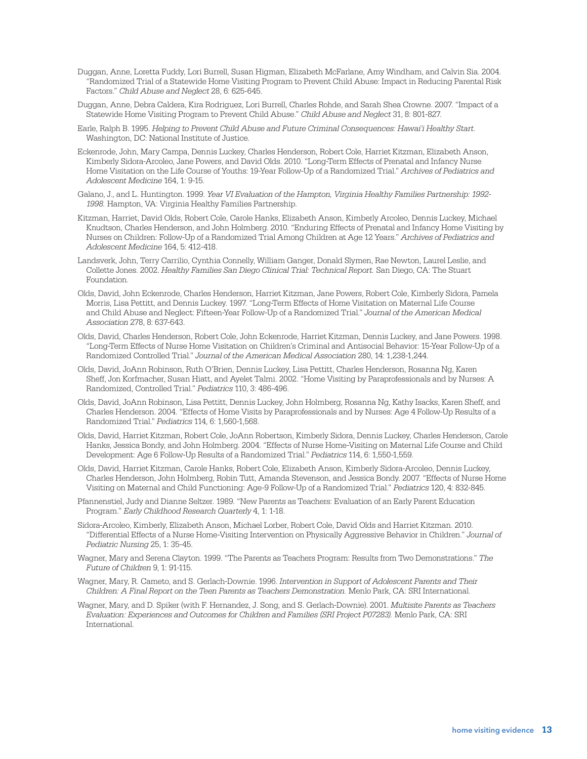Duggan, Anne, Loretta Fuddy, Lori Burrell, Susan Higman, Elizabeth McFarlane, Amy Windham, and Calvin Sia. 2004. "Randomized Trial of a Statewide Home Visiting Program to Prevent Child Abuse: Impact in Reducing Parental Risk Factors." *Child Abuse and Neglect* 28, 6: 625-645.

Duggan, Anne, Debra Caldera, Kira Rodriguez, Lori Burrell, Charles Rohde, and Sarah Shea Crowne. 2007. "Impact of a Statewide Home Visiting Program to Prevent Child Abuse." *Child Abuse and Neglect* 31, 8: 801-827.

Earle, Ralph B. 1995. *Helping to Prevent Child Abuse and Future Criminal Consequences: Hawai'i Healthy Start.* Washington, DC: National Institute of Justice.

Eckenrode, John, Mary Campa, Dennis Luckey, Charles Henderson, Robert Cole, Harriet Kitzman, Elizabeth Anson, Kimberly Sidora-Arcoleo, Jane Powers, and David Olds. 2010. "Long-Term Effects of Prenatal and Infancy Nurse Home Visitation on the Life Course of Youths: 19-Year Follow-Up of a Randomized Trial." *Archives of Pediatrics and Adolescent Medicine* 164, 1: 9-15.

Galano, J., and L. Huntington. 1999. *Year VI Evaluation of the Hampton, Virginia Healthy Families Partnership: 1992-1998.* Hampton, VA: Virginia Healthy Families Partnership.

Kitzman, Harriet, David Olds, Robert Cole, Carole Hanks, Elizabeth Anson, Kimberly Arcoleo, Dennis Luckey, Michael Knudtson, Charles Henderson, and John Holmberg. 2010. "Enduring Effects of Prenatal and Infancy Home Visiting by Nurses on Children: Follow-Up of a Randomized Trial Among Children at Age 12 Years." *Archives of Pediatrics and Adolescent Medicine* 164, 5: 412-418.

Landsverk, John, Terry Carrilio, Cynthia Connelly, William Ganger, Donald Slymen, Rae Newton, Laurel Leslie, and Collette Jones. 2002. *Healthy Families San Diego Clinical Trial: Technical Report.* San Diego, CA: The Stuart Foundation.

Olds, David, John Eckenrode, Charles Henderson, Harriet Kitzman, Jane Powers, Robert Cole, Kimberly Sidora, Pamela Morris, Lisa Pettitt, and Dennis Luckey. 1997. "Long-Term Effects of Home Visitation on Maternal Life Course and Child Abuse and Neglect: Fifteen-Year Follow-Up of a Randomized Trial." *Journal of the American Medical Association* 278, 8: 637-643.

Olds, David, Charles Henderson, Robert Cole, John Eckenrode, Harriet Kitzman, Dennis Luckey, and Jane Powers. 1998. "Long-Term Effects of Nurse Home Visitation on Children's Criminal and Antisocial Behavior: 15-Year Follow-Up of a Randomized Controlled Trial." *Journal of the American Medical Association* 280, 14: 1,238-1,244.

Olds, David, JoAnn Robinson, Ruth O'Brien, Dennis Luckey, Lisa Pettitt, Charles Henderson, Rosanna Ng, Karen Sheff, Jon Korfmacher, Susan Hiatt, and Ayelet Talmi. 2002. "Home Visiting by Paraprofessionals and by Nurses: A Randomized, Controlled Trial." *Pediatrics* 110, 3: 486-496.

Olds, David, JoAnn Robinson, Lisa Pettitt, Dennis Luckey, John Holmberg, Rosanna Ng, Kathy Isacks, Karen Sheff, and Charles Henderson. 2004. "Effects of Home Visits by Paraprofessionals and by Nurses: Age 4 Follow-Up Results of a Randomized Trial." *Pediatrics* 114, 6: 1,560-1,568.

Olds, David, Harriet Kitzman, Robert Cole, JoAnn Robertson, Kimberly Sidora, Dennis Luckey, Charles Henderson, Carole Hanks, Jessica Bondy, and John Holmberg. 2004. "Effects of Nurse Home-Visiting on Maternal Life Course and Child Development: Age 6 Follow-Up Results of a Randomized Trial." *Pediatrics* 114, 6: 1,550-1,559.

Olds, David, Harriet Kitzman, Carole Hanks, Robert Cole, Elizabeth Anson, Kimberly Sidora-Arcoleo, Dennis Luckey, Charles Henderson, John Holmberg, Robin Tutt, Amanda Stevenson, and Jessica Bondy. 2007. "Effects of Nurse Home Visiting on Maternal and Child Functioning: Age-9 Follow-Up of a Randomized Trial." *Pediatrics* 120, 4: 832-845.

Pfannenstiel, Judy and Dianne Seltzer. 1989. "New Parents as Teachers: Evaluation of an Early Parent Education Program." *Early Childhood Research Quarterly* 4, 1: 1-18.

Sidora-Arcoleo, Kimberly, Elizabeth Anson, Michael Lorber, Robert Cole, David Olds and Harriet Kitzman. 2010. "Differential Effects of a Nurse Home-Visiting Intervention on Physically Aggressive Behavior in Children." *Journal of Pediatric Nursing* 25, 1: 35-45.

Wagner, Mary and Serena Clayton. 1999. "The Parents as Teachers Program: Results from Two Demonstrations." *The Future of Children* 9, 1: 91-115.

Wagner, Mary, R. Cameto, and S. Gerlach-Downie. 1996. *Intervention in Support of Adolescent Parents and Their Children: A Final Report on the Teen Parents as Teachers Demonstration.* Menlo Park, CA: SRI International.

Wagner, Mary, and D. Spiker (with F. Hernandez, J. Song, and S. Gerlach-Downie). 2001. *Multisite Parents as Teachers Evaluation: Experiences and Outcomes for Children and Families (SRI Project P07283).* Menlo Park, CA: SRI International.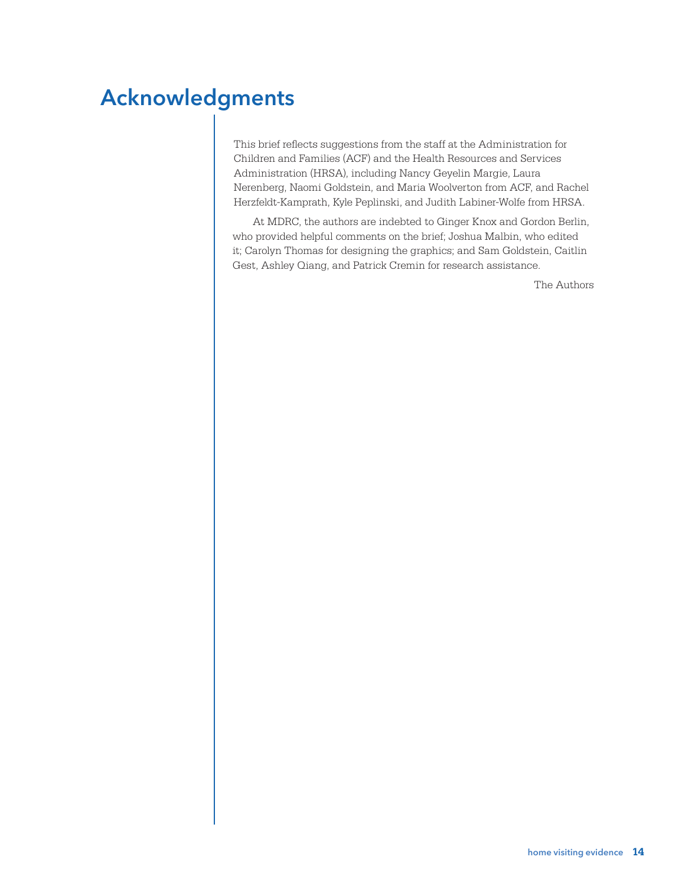# Acknowledgments

This brief reflects suggestions from the staff at the Administration for Children and Families (ACF) and the Health Resources and Services Administration (HRSA), including Nancy Geyelin Margie, Laura Nerenberg, Naomi Goldstein, and Maria Woolverton from ACF, and Rachel Herzfeldt-Kamprath, Kyle Peplinski, and Judith Labiner-Wolfe from HRSA.

At MDRC, the authors are indebted to Ginger Knox and Gordon Berlin, who provided helpful comments on the brief; Joshua Malbin, who edited it; Carolyn Thomas for designing the graphics; and Sam Goldstein, Caitlin Gest, Ashley Qiang, and Patrick Cremin for research assistance.

The Authors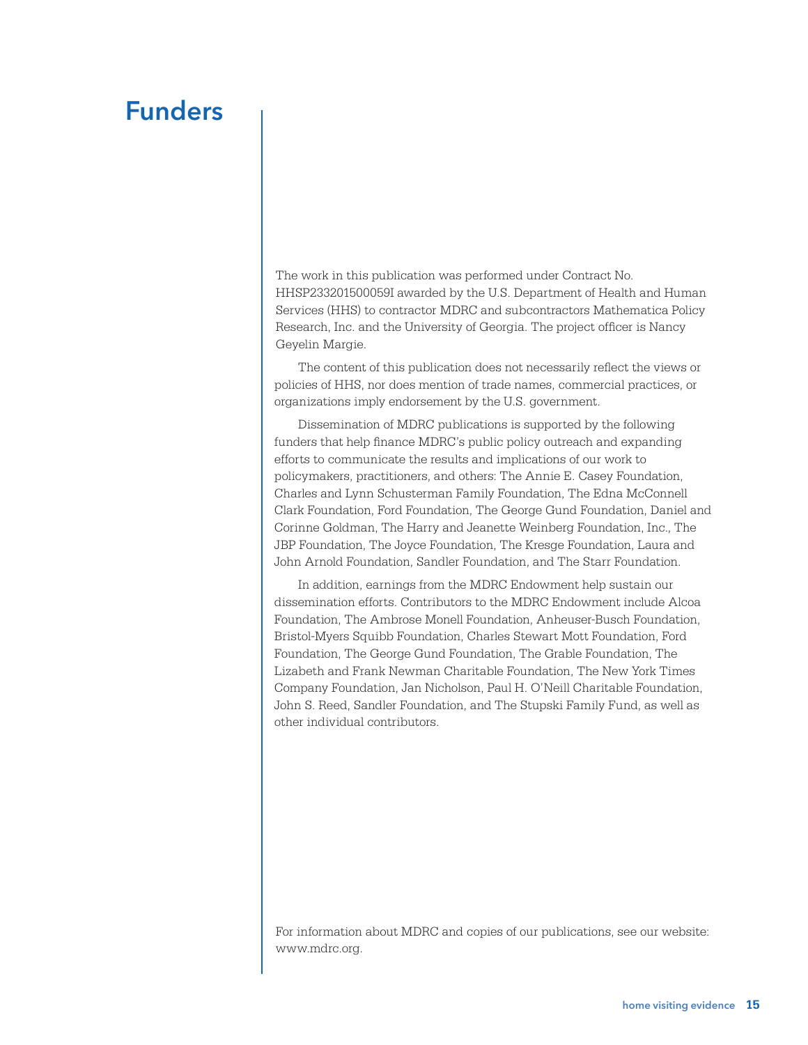# Funders

The work in this publication was performed under Contract No. HHSP233201500059I awarded by the U.S. Department of Health and Human Services (HHS) to contractor MDRC and subcontractors Mathematica Policy Research, Inc. and the University of Georgia. The project officer is Nancy Geyelin Margie.

The content of this publication does not necessarily reflect the views or policies of HHS, nor does mention of trade names, commercial practices, or organizations imply endorsement by the U.S. government.

Dissemination of MDRC publications is supported by the following funders that help finance MDRC's public policy outreach and expanding efforts to communicate the results and implications of our work to policymakers, practitioners, and others: The Annie E. Casey Foundation, Charles and Lynn Schusterman Family Foundation, The Edna McConnell Clark Foundation, Ford Foundation, The George Gund Foundation, Daniel and Corinne Goldman, The Harry and Jeanette Weinberg Foundation, Inc., The JBP Foundation, The Joyce Foundation, The Kresge Foundation, Laura and John Arnold Foundation, Sandler Foundation, and The Starr Foundation.

In addition, earnings from the MDRC Endowment help sustain our dissemination efforts. Contributors to the MDRC Endowment include Alcoa Foundation, The Ambrose Monell Foundation, Anheuser-Busch Foundation, Bristol-Myers Squibb Foundation, Charles Stewart Mott Foundation, Ford Foundation, The George Gund Foundation, The Grable Foundation, The Lizabeth and Frank Newman Charitable Foundation, The New York Times Company Foundation, Jan Nicholson, Paul H. O'Neill Charitable Foundation, John S. Reed, Sandler Foundation, and The Stupski Family Fund, as well as other individual contributors.

For information about MDRC and copies of our publications, see our website: www.mdrc.org.